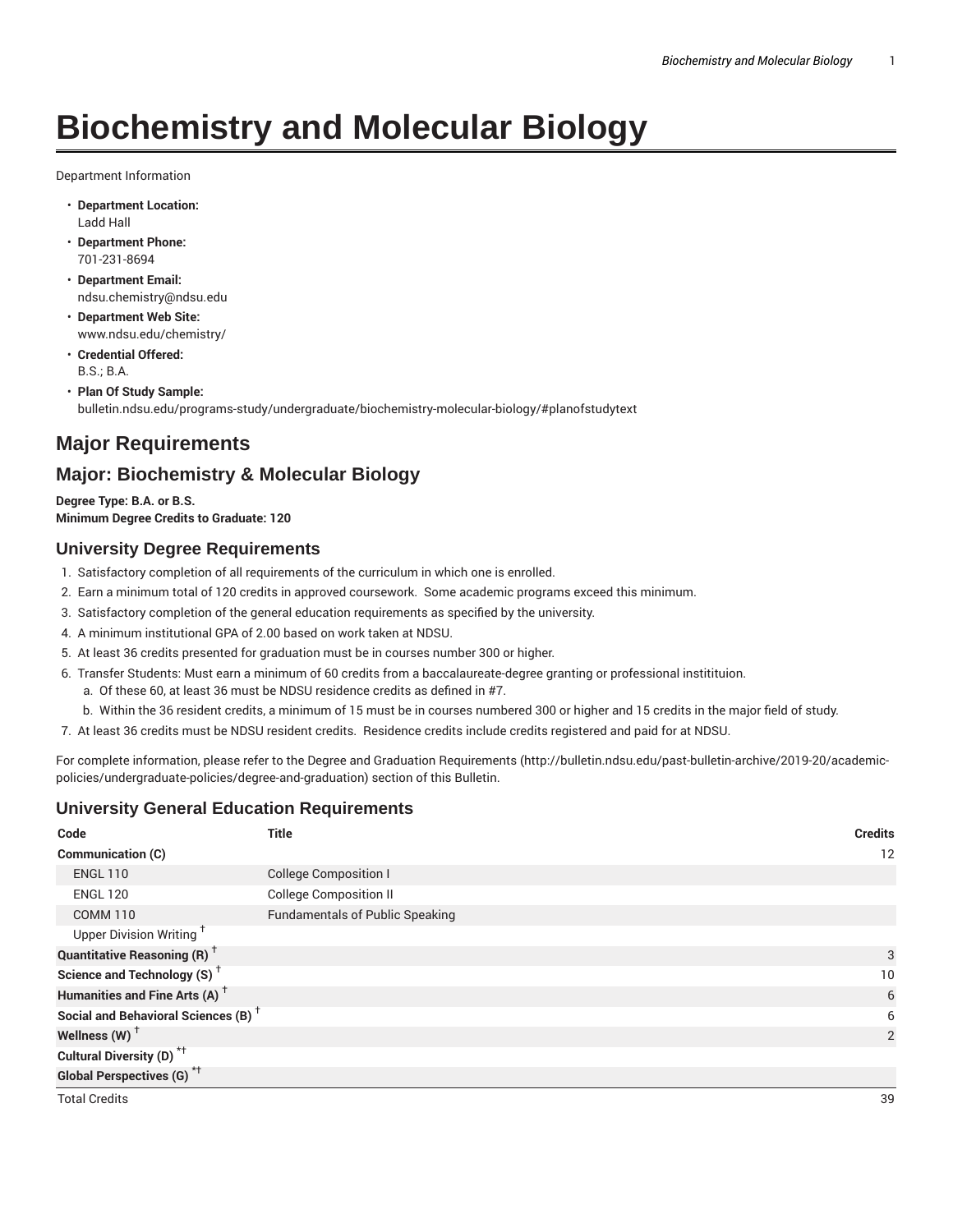# Biochemistry and Molecular Biology

Department Information

- **Department Location:**
  Ladd Hall
- **Department Phone:**
  701-231-8694
- **Department Email:**
  ndsu.chemistry@ndsu.edu
- **Department Web Site:**
  www.ndsu.edu/chemistry/
- **Credential Offered:**
  B.S.; B.A.
- **Plan Of Study Sample:**
  bulletin.ndsu.edu/programs-study/undergraduate/biochemistry-molecular-biology/#planofstudytext

## Major Requirements

## Major: Biochemistry & Molecular Biology

**Degree Type: B.A. or B.S.**
**Minimum Degree Credits to Graduate: 120**

### University Degree Requirements

1. Satisfactory completion of all requirements of the curriculum in which one is enrolled.
2. Earn a minimum total of 120 credits in approved coursework. Some academic programs exceed this minimum.
3. Satisfactory completion of the general education requirements as specified by the university.
4. A minimum institutional GPA of 2.00 based on work taken at NDSU.
5. At least 36 credits presented for graduation must be in courses number 300 or higher.
6. Transfer Students: Must earn a minimum of 60 credits from a baccalaureate-degree granting or professional instititution.
   a. Of these 60, at least 36 must be NDSU residence credits as defined in #7.
   b. Within the 36 resident credits, a minimum of 15 must be in courses numbered 300 or higher and 15 credits in the major field of study.
7. At least 36 credits must be NDSU resident credits. Residence credits include credits registered and paid for at NDSU.

For complete information, please refer to the Degree and Graduation Requirements (http://bulletin.ndsu.edu/past-bulletin-archive/2019-20/academic-policies/undergraduate-policies/degree-and-graduation) section of this Bulletin.

### University General Education Requirements

| Code | Title | Credits |
|---|---|---|
| **Communication (C)** | | 12 |
| ENGL 110 | College Composition I | |
| ENGL 120 | College Composition II | |
| COMM 110 | Fundamentals of Public Speaking | |
| Upper Division Writing † | | |
| **Quantitative Reasoning (R) †** | | 3 |
| **Science and Technology (S) †** | | 10 |
| **Humanities and Fine Arts (A) †** | | 6 |
| **Social and Behavioral Sciences (B) †** | | 6 |
| **Wellness (W) †** | | 2 |
| **Cultural Diversity (D) *†** | | |
| **Global Perspectives (G) *†** | | |
| Total Credits | | 39 |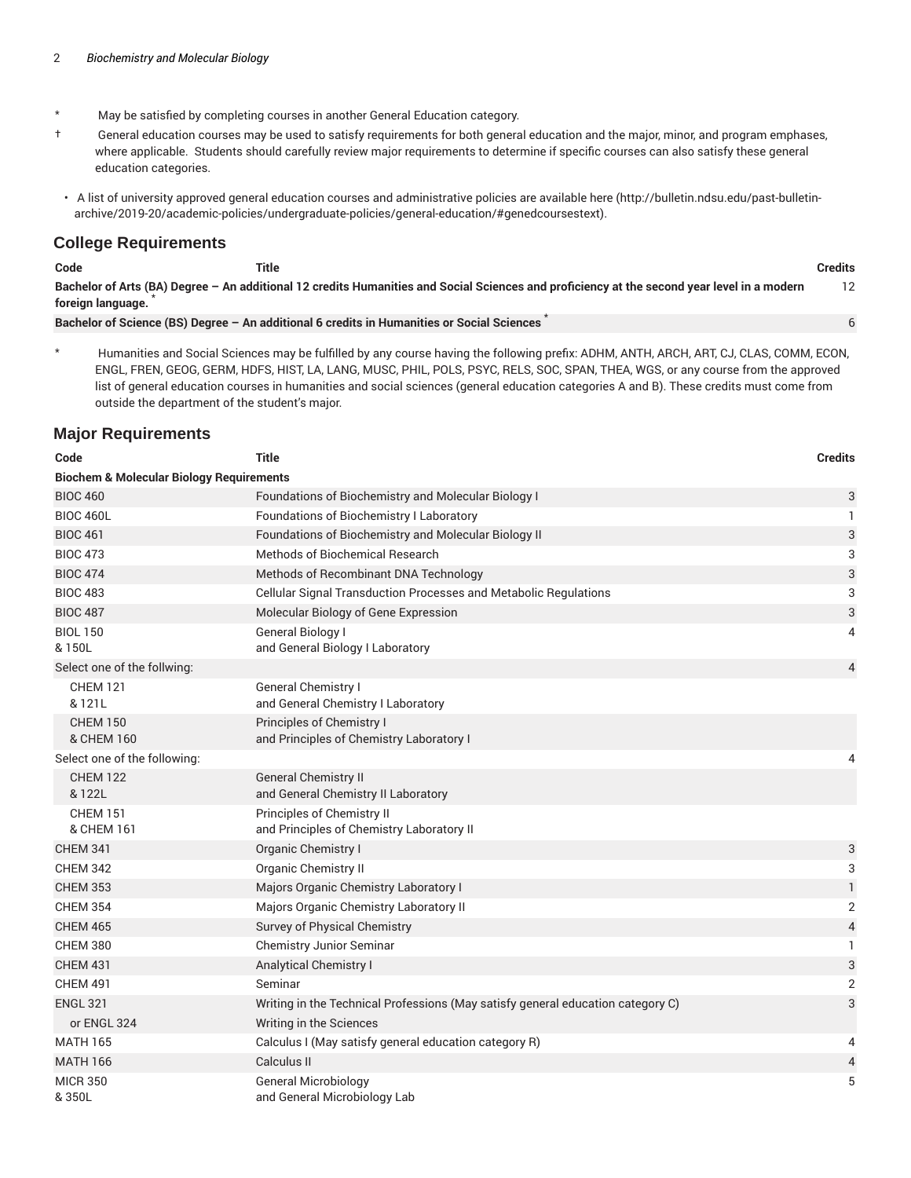\* May be satisfied by completing courses in another General Education category.

† General education courses may be used to satisfy requirements for both general education and the major, minor, and program emphases, where applicable. Students should carefully review major requirements to determine if specific courses can also satisfy these general education categories.

- A list of university approved general education courses and administrative policies are available here (http://bulletin.ndsu.edu/past-bulletin-archive/2019-20/academic-policies/undergraduate-policies/general-education/#genedcoursestext).

## College Requirements

| Code | Title | Credits |
|---|---|---|
| **Bachelor of Arts (BA) Degree – An additional 12 credits Humanities and Social Sciences and proficiency at the second year level in a modern foreign language.** * | | 12 |
| **Bachelor of Science (BS) Degree – An additional 6 credits in Humanities or Social Sciences** * | | 6 |

\* Humanities and Social Sciences may be fulfilled by any course having the following prefix: ADHM, ANTH, ARCH, ART, CJ, CLAS, COMM, ECON, ENGL, FREN, GEOG, GERM, HDFS, HIST, LA, LANG, MUSC, PHIL, POLS, PSYC, RELS, SOC, SPAN, THEA, WGS, or any course from the approved list of general education courses in humanities and social sciences (general education categories A and B). These credits must come from outside the department of the student's major.

## Major Requirements

| Code | Title | Credits |
|---|---|---|
| **Biochem & Molecular Biology Requirements** | | |
| BIOC 460 | Foundations of Biochemistry and Molecular Biology I | 3 |
| BIOC 460L | Foundations of Biochemistry I Laboratory | 1 |
| BIOC 461 | Foundations of Biochemistry and Molecular Biology II | 3 |
| BIOC 473 | Methods of Biochemical Research | 3 |
| BIOC 474 | Methods of Recombinant DNA Technology | 3 |
| BIOC 483 | Cellular Signal Transduction Processes and Metabolic Regulations | 3 |
| BIOC 487 | Molecular Biology of Gene Expression | 3 |
| BIOL 150 & 150L | General Biology I and General Biology I Laboratory | 4 |
| Select one of the follwing: | | 4 |
| CHEM 121 & 121L | General Chemistry I and General Chemistry I Laboratory | |
| CHEM 150 & CHEM 160 | Principles of Chemistry I and Principles of Chemistry Laboratory I | |
| Select one of the following: | | 4 |
| CHEM 122 & 122L | General Chemistry II and General Chemistry II Laboratory | |
| CHEM 151 & CHEM 161 | Principles of Chemistry II and Principles of Chemistry Laboratory II | |
| CHEM 341 | Organic Chemistry I | 3 |
| CHEM 342 | Organic Chemistry II | 3 |
| CHEM 353 | Majors Organic Chemistry Laboratory I | 1 |
| CHEM 354 | Majors Organic Chemistry Laboratory II | 2 |
| CHEM 465 | Survey of Physical Chemistry | 4 |
| CHEM 380 | Chemistry Junior Seminar | 1 |
| CHEM 431 | Analytical Chemistry I | 3 |
| CHEM 491 | Seminar | 2 |
| ENGL 321 | Writing in the Technical Professions (May satisfy general education category C) | 3 |
| or ENGL 324 | Writing in the Sciences | |
| MATH 165 | Calculus I (May satisfy general education category R) | 4 |
| MATH 166 | Calculus II | 4 |
| MICR 350 & 350L | General Microbiology and General Microbiology Lab | 5 |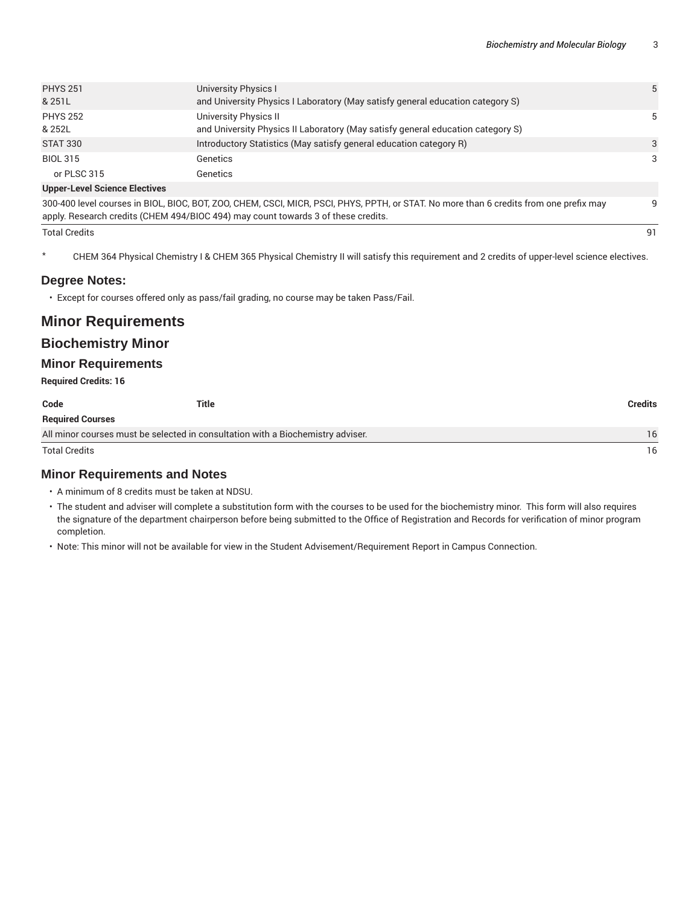| | | |
|---|---|---|
| PHYS 251 & 251L | University Physics I and University Physics I Laboratory (May satisfy general education category S) | 5 |
| PHYS 252 & 252L | University Physics II and University Physics II Laboratory (May satisfy general education category S) | 5 |
| STAT 330 | Introductory Statistics (May satisfy general education category R) | 3 |
| BIOL 315 | Genetics | 3 |
| or PLSC 315 | Genetics | |
| **Upper-Level Science Electives** | | |
| 300-400 level courses in BIOL, BIOC, BOT, ZOO, CHEM, CSCI, MICR, PSCI, PHYS, PPTH, or STAT. No more than 6 credits from one prefix may apply. Research credits (CHEM 494/BIOC 494) may count towards 3 of these credits. | | 9 |
| Total Credits | | 91 |

\* CHEM 364 Physical Chemistry I & CHEM 365 Physical Chemistry II will satisfy this requirement and 2 credits of upper-level science electives.

### Degree Notes:

- Except for courses offered only as pass/fail grading, no course may be taken Pass/Fail.

## Minor Requirements

## Biochemistry Minor

### Minor Requirements

**Required Credits: 16**

| Code | Title | Credits |
|---|---|---|
| **Required Courses** | | |
| All minor courses must be selected in consultation with a Biochemistry adviser. | | 16 |
| Total Credits | | 16 |

### Minor Requirements and Notes

- A minimum of 8 credits must be taken at NDSU.
- The student and adviser will complete a substitution form with the courses to be used for the biochemistry minor. This form will also requires the signature of the department chairperson before being submitted to the Office of Registration and Records for verification of minor program completion.
- Note: This minor will not be available for view in the Student Advisement/Requirement Report in Campus Connection.